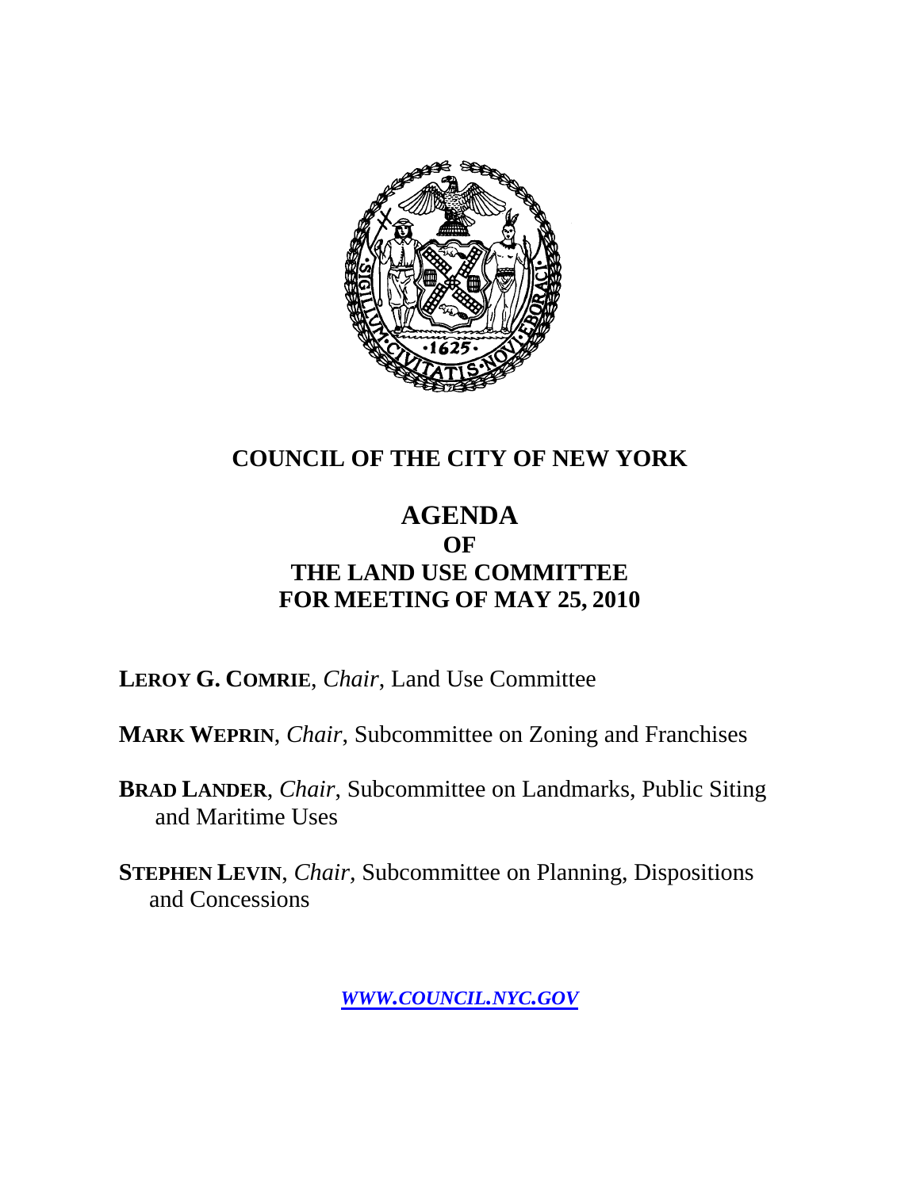# COUNCIL OF THE CITY OF NEW YORK

## AGENDA
## OF
## THE LAND USE COMMITTEE
## FOR MEETING OF MAY 25, 2010

**LEROY G. COMRIE**, *Chair*, Land Use Committee

**MARK WEPRIN**, *Chair*, Subcommittee on Zoning and Franchises

**BRAD LANDER**, *Chair*, Subcommittee on Landmarks, Public Siting and Maritime Uses

**STEPHEN LEVIN**, *Chair*, Subcommittee on Planning, Dispositions and Concessions

***WWW.COUNCIL.NYC.GOV***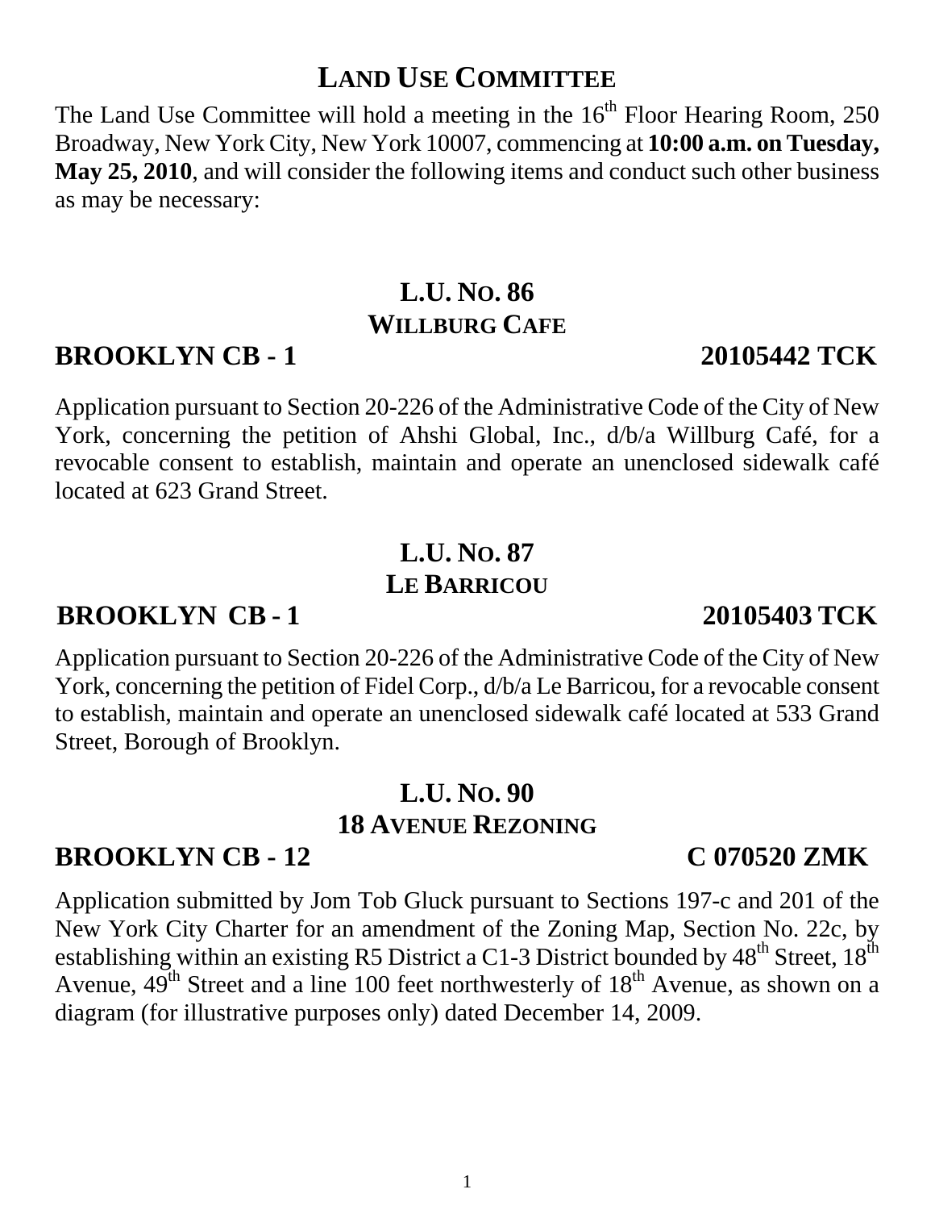# LAND USE COMMITTEE

The Land Use Committee will hold a meeting in the 16th Floor Hearing Room, 250 Broadway, New York City, New York 10007, commencing at **10:00 a.m. on Tuesday, May 25, 2010**, and will consider the following items and conduct such other business as may be necessary:

## L.U. NO. 86
## WILLBURG CAFE

**BROOKLYN CB - 1 — 20105442 TCK**

Application pursuant to Section 20-226 of the Administrative Code of the City of New York, concerning the petition of Ahshi Global, Inc., d/b/a Willburg Café, for a revocable consent to establish, maintain and operate an unenclosed sidewalk café located at 623 Grand Street.

## L.U. NO. 87
## LE BARRICOU

**BROOKLYN CB - 1 — 20105403 TCK**

Application pursuant to Section 20-226 of the Administrative Code of the City of New York, concerning the petition of Fidel Corp., d/b/a Le Barricou, for a revocable consent to establish, maintain and operate an unenclosed sidewalk café located at 533 Grand Street, Borough of Brooklyn.

## L.U. NO. 90
## 18 AVENUE REZONING

**BROOKLYN CB - 12 — C 070520 ZMK**

Application submitted by Jom Tob Gluck pursuant to Sections 197-c and 201 of the New York City Charter for an amendment of the Zoning Map, Section No. 22c, by establishing within an existing R5 District a C1-3 District bounded by 48th Street, 18th Avenue, 49th Street and a line 100 feet northwesterly of 18th Avenue, as shown on a diagram (for illustrative purposes only) dated December 14, 2009.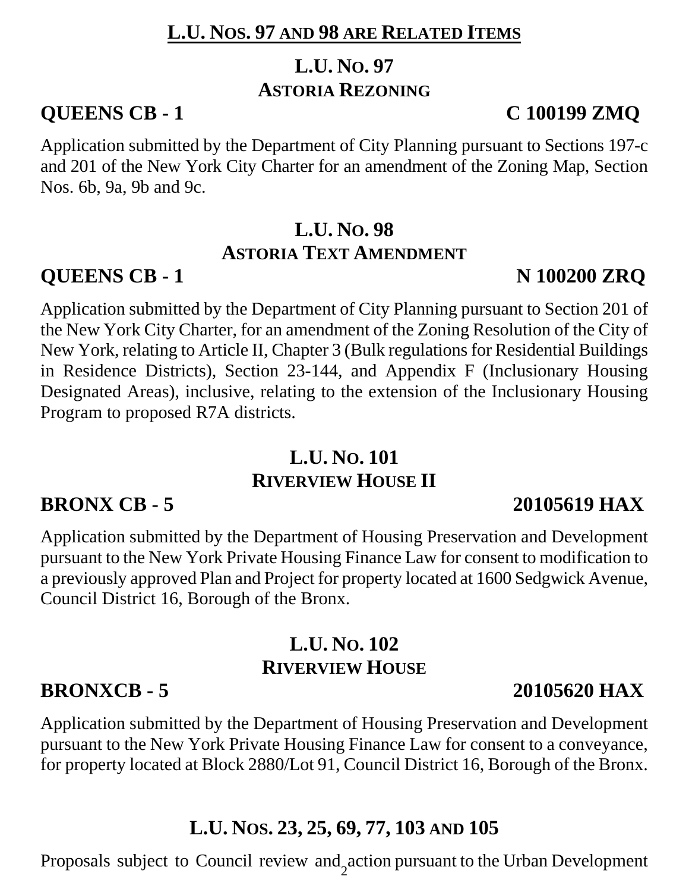## L.U. NOS. 97 AND 98 ARE RELATED ITEMS

### L.U. NO. 97
### ASTORIA REZONING

**QUEENS CB - 1** **C 100199 ZMQ**

Application submitted by the Department of City Planning pursuant to Sections 197-c and 201 of the New York City Charter for an amendment of the Zoning Map, Section Nos. 6b, 9a, 9b and 9c.

### L.U. NO. 98
### ASTORIA TEXT AMENDMENT

**QUEENS CB - 1** **N 100200 ZRQ**

Application submitted by the Department of City Planning pursuant to Section 201 of the New York City Charter, for an amendment of the Zoning Resolution of the City of New York, relating to Article II, Chapter 3 (Bulk regulations for Residential Buildings in Residence Districts), Section 23-144, and Appendix F (Inclusionary Housing Designated Areas), inclusive, relating to the extension of the Inclusionary Housing Program to proposed R7A districts.

### L.U. NO. 101
### RIVERVIEW HOUSE II

**BRONX CB - 5** **20105619 HAX**

Application submitted by the Department of Housing Preservation and Development pursuant to the New York Private Housing Finance Law for consent to modification to a previously approved Plan and Project for property located at 1600 Sedgwick Avenue, Council District 16, Borough of the Bronx.

### L.U. NO. 102
### RIVERVIEW HOUSE

**BRONXCB - 5** **20105620 HAX**

Application submitted by the Department of Housing Preservation and Development pursuant to the New York Private Housing Finance Law for consent to a conveyance, for property located at Block 2880/Lot 91, Council District 16, Borough of the Bronx.

### L.U. NOS. 23, 25, 69, 77, 103 AND 105

Proposals subject to Council review and action pursuant to the Urban Development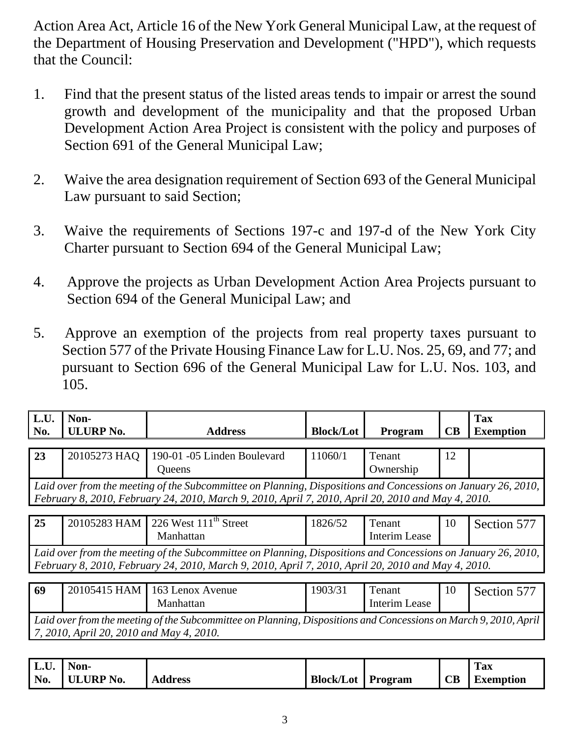Action Area Act, Article 16 of the New York General Municipal Law, at the request of the Department of Housing Preservation and Development ("HPD"), which requests that the Council:

1. Find that the present status of the listed areas tends to impair or arrest the sound growth and development of the municipality and that the proposed Urban Development Action Area Project is consistent with the policy and purposes of Section 691 of the General Municipal Law;

2. Waive the area designation requirement of Section 693 of the General Municipal Law pursuant to said Section;

3. Waive the requirements of Sections 197-c and 197-d of the New York City Charter pursuant to Section 694 of the General Municipal Law;

4. Approve the projects as Urban Development Action Area Projects pursuant to Section 694 of the General Municipal Law; and

5. Approve an exemption of the projects from real property taxes pursuant to Section 577 of the Private Housing Finance Law for L.U. Nos. 25, 69, and 77; and pursuant to Section 696 of the General Municipal Law for L.U. Nos. 103, and 105.

| L.U. No. | Non-ULURP No. | Address | Block/Lot | Program | CB | Tax Exemption |
|---|---|---|---|---|---|---|
| 23 | 20105273 HAQ | 190-01 -05 Linden Boulevard Queens | 11060/1 | Tenant Ownership | 12 | |
| *Laid over from the meeting of the Subcommittee on Planning, Dispositions and Concessions on January 26, 2010, February 8, 2010, February 24, 2010, March 9, 2010, April 7, 2010, April 20, 2010 and May 4, 2010.* | | | | | | |
| 25 | 20105283 HAM | 226 West 111th Street Manhattan | 1826/52 | Tenant Interim Lease | 10 | Section 577 |
| *Laid over from the meeting of the Subcommittee on Planning, Dispositions and Concessions on January 26, 2010, February 8, 2010, February 24, 2010, March 9, 2010, April 7, 2010, April 20, 2010 and May 4, 2010.* | | | | | | |
| 69 | 20105415 HAM | 163 Lenox Avenue Manhattan | 1903/31 | Tenant Interim Lease | 10 | Section 577 |
| *Laid over from the meeting of the Subcommittee on Planning, Dispositions and Concessions on March 9, 2010, April 7, 2010, April 20, 2010 and May 4, 2010.* | | | | | | |

| L.U. No. | Non-ULURP No. | Address | Block/Lot | Program | CB | Tax Exemption |
|---|---|---|---|---|---|---|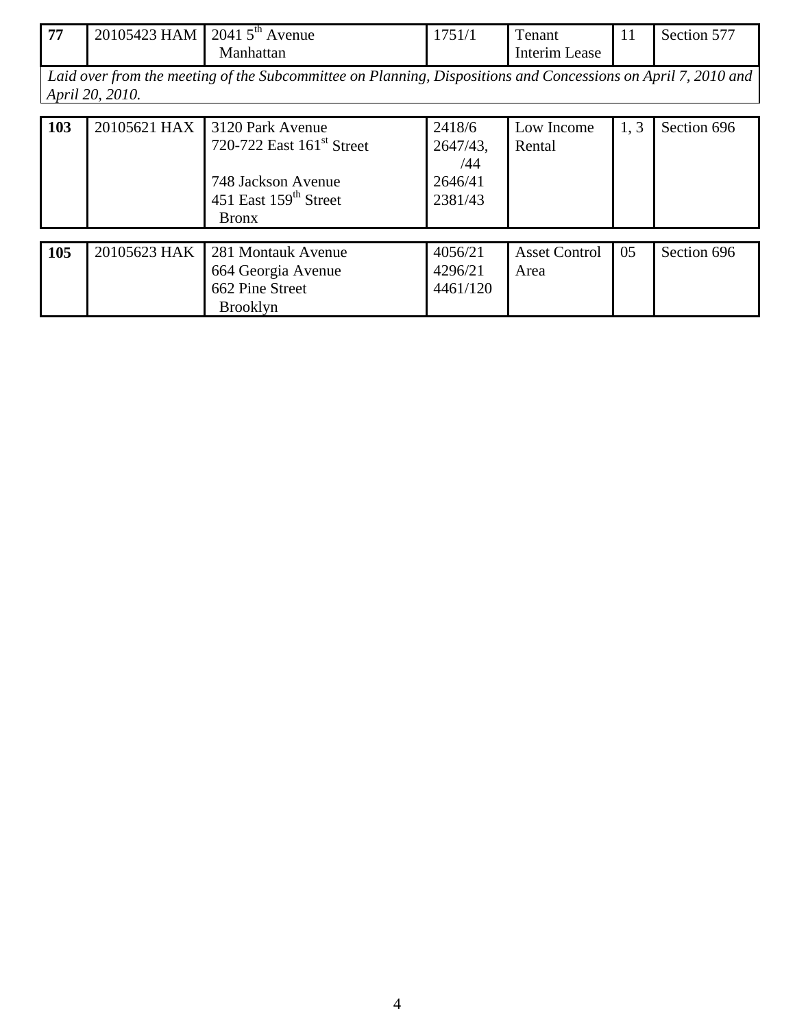| | | | | | | |
|---|---|---|---|---|---|---|
| **77** | 20105423 HAM | 2041 5th Avenue Manhattan | 1751/1 | Tenant Interim Lease | 11 | Section 577 |

*Laid over from the meeting of the Subcommittee on Planning, Dispositions and Concessions on April 7, 2010 and April 20, 2010.*

| | | | | | | |
|---|---|---|---|---|---|---|
| **103** | 20105621 HAX | 3120 Park Avenue<br>720-722 East 161st Street<br><br>748 Jackson Avenue<br>451 East 159th Street<br>Bronx | 2418/6<br>2647/43, /44<br>2646/41<br>2381/43 | Low Income Rental | 1, 3 | Section 696 |

| | | | | | | |
|---|---|---|---|---|---|---|
| **105** | 20105623 HAK | 281 Montauk Avenue<br>664 Georgia Avenue<br>662 Pine Street<br>Brooklyn | 4056/21<br>4296/21<br>4461/120 | Asset Control Area | 05 | Section 696 |